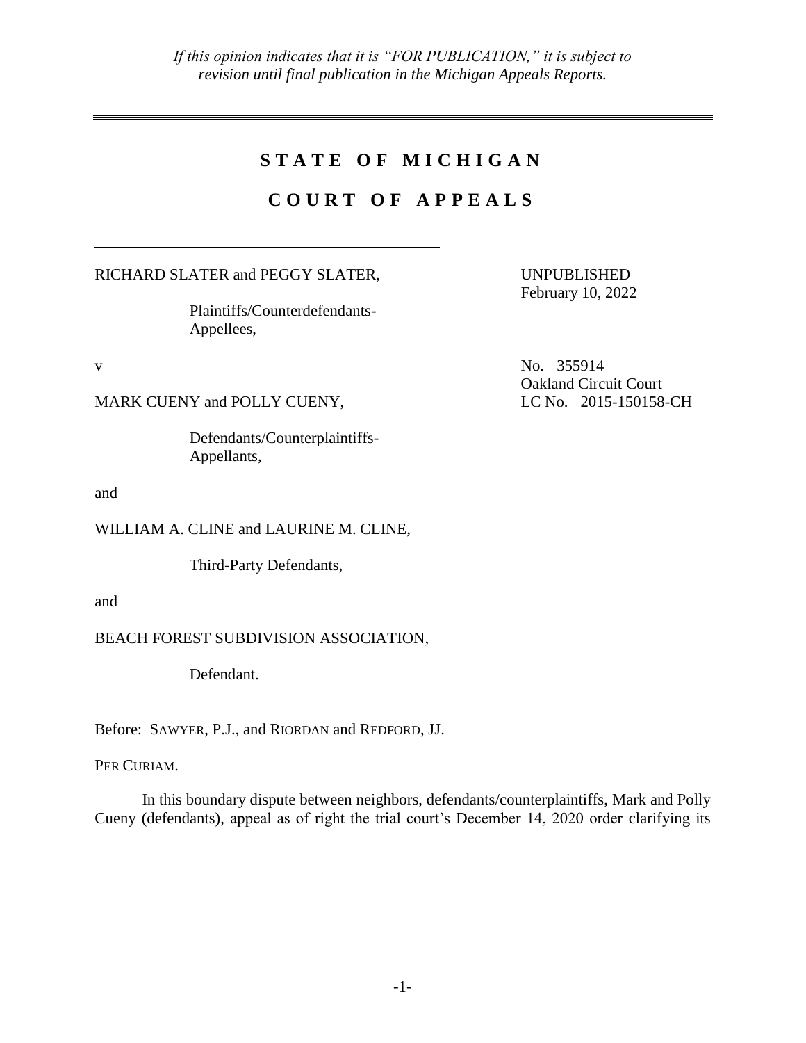*If this opinion indicates that it is "FOR PUBLICATION," it is subject to revision until final publication in the Michigan Appeals Reports.*

# STATE OF MICHIGAN

# COURT OF APPEALS

RICHARD SLATER and PEGGY SLATER,

Plaintiffs/Counterdefendants-Appellees,

UNPUBLISHED
February 10, 2022

v

No. 355914
Oakland Circuit Court
LC No. 2015-150158-CH

MARK CUENY and POLLY CUENY,

Defendants/Counterplaintiffs-Appellants,

and

WILLIAM A. CLINE and LAURINE M. CLINE,

Third-Party Defendants,

and

BEACH FOREST SUBDIVISION ASSOCIATION,

Defendant.

Before: SAWYER, P.J., and RIORDAN and REDFORD, JJ.

PER CURIAM.

In this boundary dispute between neighbors, defendants/counterplaintiffs, Mark and Polly Cueny (defendants), appeal as of right the trial court's December 14, 2020 order clarifying its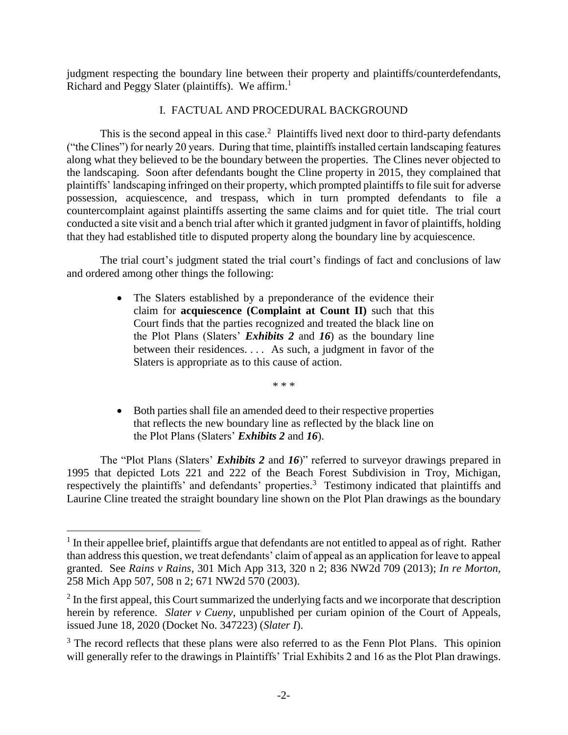judgment respecting the boundary line between their property and plaintiffs/counterdefendants, Richard and Peggy Slater (plaintiffs). We affirm.[1]

## I. FACTUAL AND PROCEDURAL BACKGROUND

This is the second appeal in this case.[2] Plaintiffs lived next door to third-party defendants ("the Clines") for nearly 20 years. During that time, plaintiffs installed certain landscaping features along what they believed to be the boundary between the properties. The Clines never objected to the landscaping. Soon after defendants bought the Cline property in 2015, they complained that plaintiffs' landscaping infringed on their property, which prompted plaintiffs to file suit for adverse possession, acquiescence, and trespass, which in turn prompted defendants to file a countercomplaint against plaintiffs asserting the same claims and for quiet title. The trial court conducted a site visit and a bench trial after which it granted judgment in favor of plaintiffs, holding that they had established title to disputed property along the boundary line by acquiescence.

The trial court's judgment stated the trial court's findings of fact and conclusions of law and ordered among other things the following:

> - The Slaters established by a preponderance of the evidence their claim for **acquiescence (Complaint at Count II)** such that this Court finds that the parties recognized and treated the black line on the Plot Plans (Slaters' ***Exhibits 2*** and ***16***) as the boundary line between their residences. . . . As such, a judgment in favor of the Slaters is appropriate as to this cause of action.
>
> \* \* \*
>
> - Both parties shall file an amended deed to their respective properties that reflects the new boundary line as reflected by the black line on the Plot Plans (Slaters' ***Exhibits 2*** and ***16***).

The "Plot Plans (Slaters' ***Exhibits 2*** and ***16***)" referred to surveyor drawings prepared in 1995 that depicted Lots 221 and 222 of the Beach Forest Subdivision in Troy, Michigan, respectively the plaintiffs' and defendants' properties.[3] Testimony indicated that plaintiffs and Laurine Cline treated the straight boundary line shown on the Plot Plan drawings as the boundary

---

[1] In their appellee brief, plaintiffs argue that defendants are not entitled to appeal as of right. Rather than address this question, we treat defendants' claim of appeal as an application for leave to appeal granted. See *Rains v Rains*, 301 Mich App 313, 320 n 2; 836 NW2d 709 (2013); *In re Morton*, 258 Mich App 507, 508 n 2; 671 NW2d 570 (2003).

[2] In the first appeal, this Court summarized the underlying facts and we incorporate that description herein by reference. *Slater v Cueny*, unpublished per curiam opinion of the Court of Appeals, issued June 18, 2020 (Docket No. 347223) (*Slater I*).

[3] The record reflects that these plans were also referred to as the Fenn Plot Plans. This opinion will generally refer to the drawings in Plaintiffs' Trial Exhibits 2 and 16 as the Plot Plan drawings.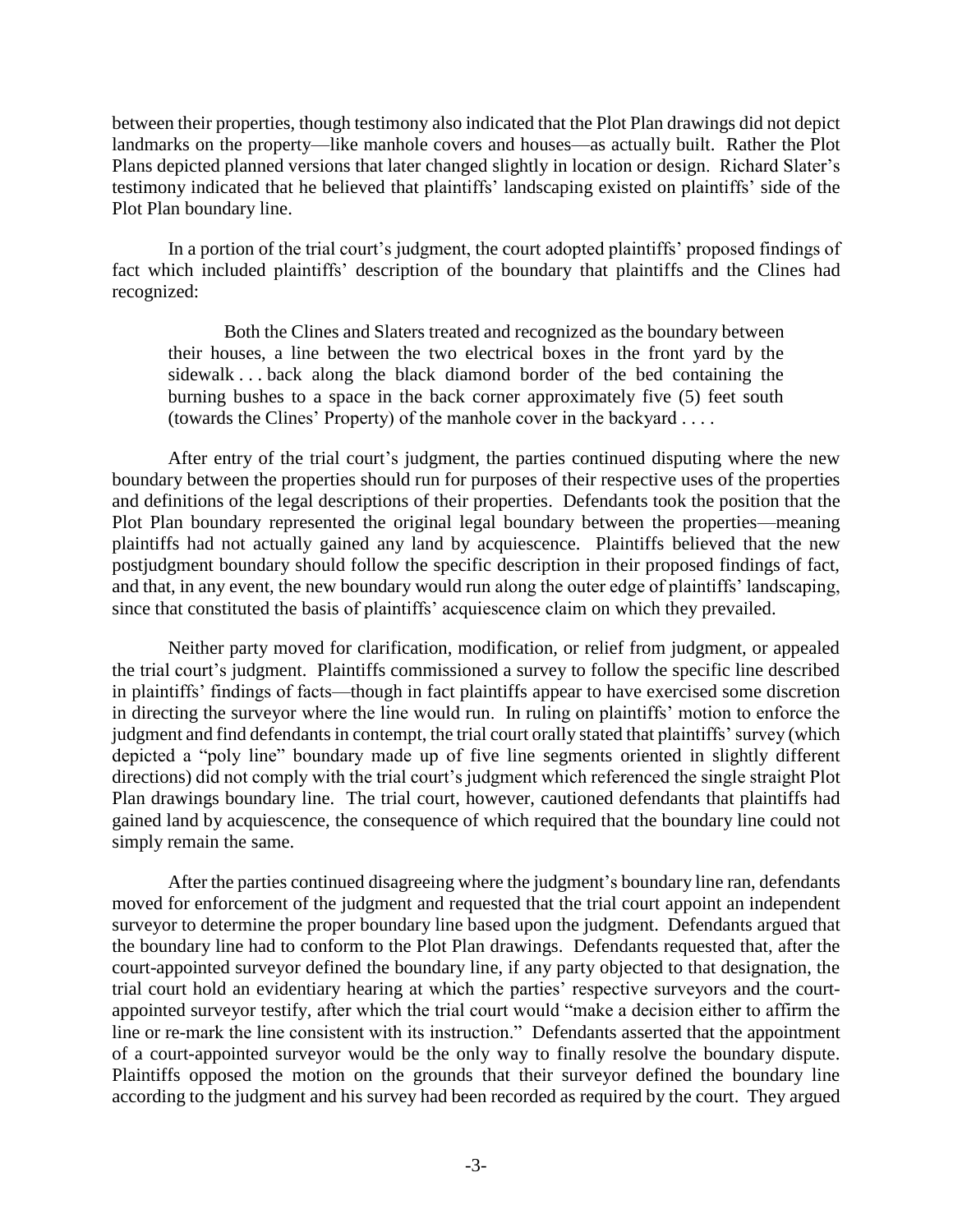between their properties, though testimony also indicated that the Plot Plan drawings did not depict landmarks on the property—like manhole covers and houses—as actually built. Rather the Plot Plans depicted planned versions that later changed slightly in location or design. Richard Slater's testimony indicated that he believed that plaintiffs' landscaping existed on plaintiffs' side of the Plot Plan boundary line.

In a portion of the trial court's judgment, the court adopted plaintiffs' proposed findings of fact which included plaintiffs' description of the boundary that plaintiffs and the Clines had recognized:

> Both the Clines and Slaters treated and recognized as the boundary between their houses, a line between the two electrical boxes in the front yard by the sidewalk . . . back along the black diamond border of the bed containing the burning bushes to a space in the back corner approximately five (5) feet south (towards the Clines' Property) of the manhole cover in the backyard . . . .

After entry of the trial court's judgment, the parties continued disputing where the new boundary between the properties should run for purposes of their respective uses of the properties and definitions of the legal descriptions of their properties. Defendants took the position that the Plot Plan boundary represented the original legal boundary between the properties—meaning plaintiffs had not actually gained any land by acquiescence. Plaintiffs believed that the new postjudgment boundary should follow the specific description in their proposed findings of fact, and that, in any event, the new boundary would run along the outer edge of plaintiffs' landscaping, since that constituted the basis of plaintiffs' acquiescence claim on which they prevailed.

Neither party moved for clarification, modification, or relief from judgment, or appealed the trial court's judgment. Plaintiffs commissioned a survey to follow the specific line described in plaintiffs' findings of facts—though in fact plaintiffs appear to have exercised some discretion in directing the surveyor where the line would run. In ruling on plaintiffs' motion to enforce the judgment and find defendants in contempt, the trial court orally stated that plaintiffs' survey (which depicted a "poly line" boundary made up of five line segments oriented in slightly different directions) did not comply with the trial court's judgment which referenced the single straight Plot Plan drawings boundary line. The trial court, however, cautioned defendants that plaintiffs had gained land by acquiescence, the consequence of which required that the boundary line could not simply remain the same.

After the parties continued disagreeing where the judgment's boundary line ran, defendants moved for enforcement of the judgment and requested that the trial court appoint an independent surveyor to determine the proper boundary line based upon the judgment. Defendants argued that the boundary line had to conform to the Plot Plan drawings. Defendants requested that, after the court-appointed surveyor defined the boundary line, if any party objected to that designation, the trial court hold an evidentiary hearing at which the parties' respective surveyors and the court-appointed surveyor testify, after which the trial court would "make a decision either to affirm the line or re-mark the line consistent with its instruction." Defendants asserted that the appointment of a court-appointed surveyor would be the only way to finally resolve the boundary dispute. Plaintiffs opposed the motion on the grounds that their surveyor defined the boundary line according to the judgment and his survey had been recorded as required by the court. They argued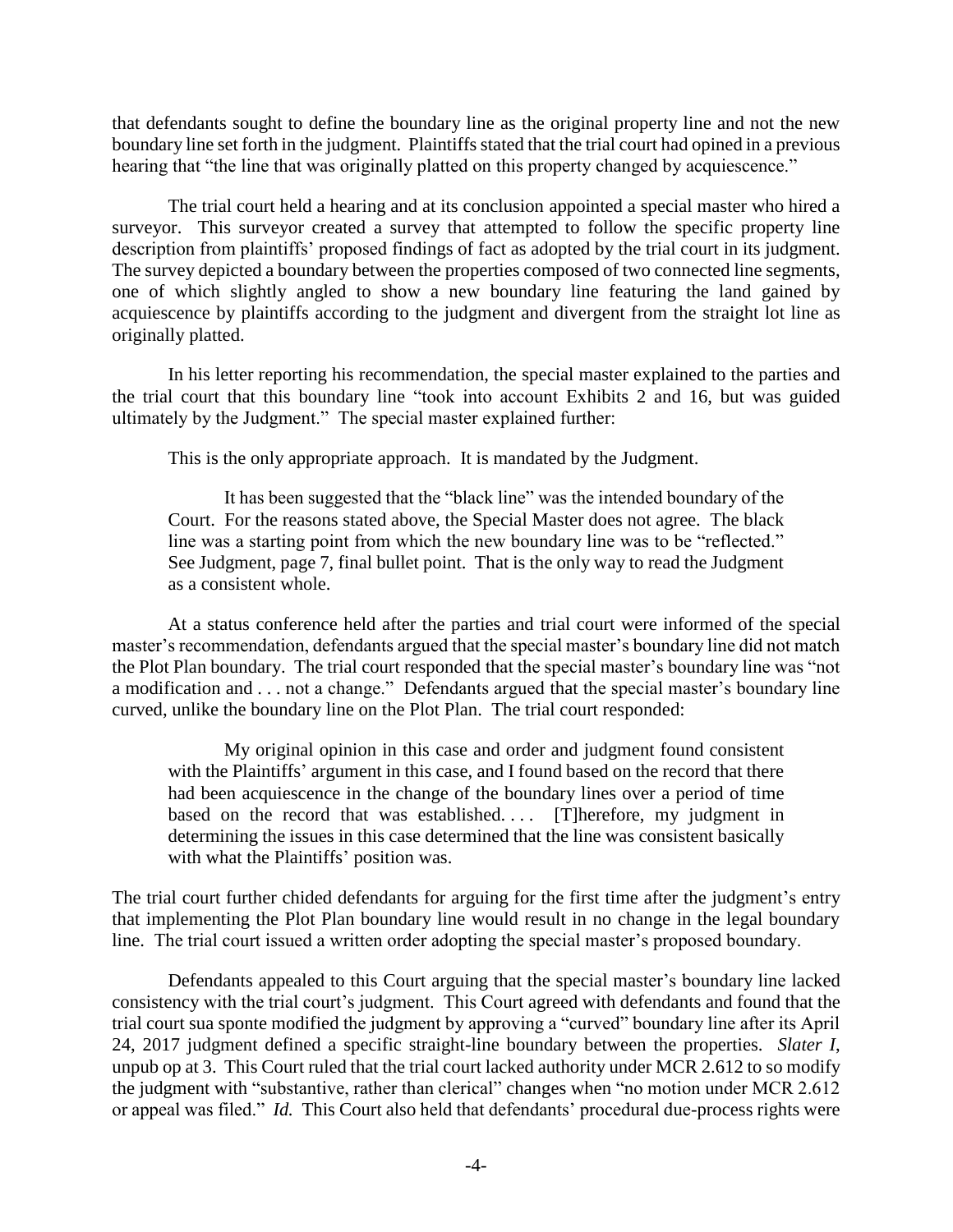that defendants sought to define the boundary line as the original property line and not the new boundary line set forth in the judgment. Plaintiffs stated that the trial court had opined in a previous hearing that "the line that was originally platted on this property changed by acquiescence."

The trial court held a hearing and at its conclusion appointed a special master who hired a surveyor. This surveyor created a survey that attempted to follow the specific property line description from plaintiffs' proposed findings of fact as adopted by the trial court in its judgment. The survey depicted a boundary between the properties composed of two connected line segments, one of which slightly angled to show a new boundary line featuring the land gained by acquiescence by plaintiffs according to the judgment and divergent from the straight lot line as originally platted.

In his letter reporting his recommendation, the special master explained to the parties and the trial court that this boundary line "took into account Exhibits 2 and 16, but was guided ultimately by the Judgment." The special master explained further:

> This is the only appropriate approach. It is mandated by the Judgment.
>
> It has been suggested that the "black line" was the intended boundary of the Court. For the reasons stated above, the Special Master does not agree. The black line was a starting point from which the new boundary line was to be "reflected." See Judgment, page 7, final bullet point. That is the only way to read the Judgment as a consistent whole.

At a status conference held after the parties and trial court were informed of the special master's recommendation, defendants argued that the special master's boundary line did not match the Plot Plan boundary. The trial court responded that the special master's boundary line was "not a modification and . . . not a change." Defendants argued that the special master's boundary line curved, unlike the boundary line on the Plot Plan. The trial court responded:

> My original opinion in this case and order and judgment found consistent with the Plaintiffs' argument in this case, and I found based on the record that there had been acquiescence in the change of the boundary lines over a period of time based on the record that was established. . . . [T]herefore, my judgment in determining the issues in this case determined that the line was consistent basically with what the Plaintiffs' position was.

The trial court further chided defendants for arguing for the first time after the judgment's entry that implementing the Plot Plan boundary line would result in no change in the legal boundary line. The trial court issued a written order adopting the special master's proposed boundary.

Defendants appealed to this Court arguing that the special master's boundary line lacked consistency with the trial court's judgment. This Court agreed with defendants and found that the trial court sua sponte modified the judgment by approving a "curved" boundary line after its April 24, 2017 judgment defined a specific straight-line boundary between the properties. *Slater I*, unpub op at 3. This Court ruled that the trial court lacked authority under MCR 2.612 to so modify the judgment with "substantive, rather than clerical" changes when "no motion under MCR 2.612 or appeal was filed." *Id.* This Court also held that defendants' procedural due-process rights were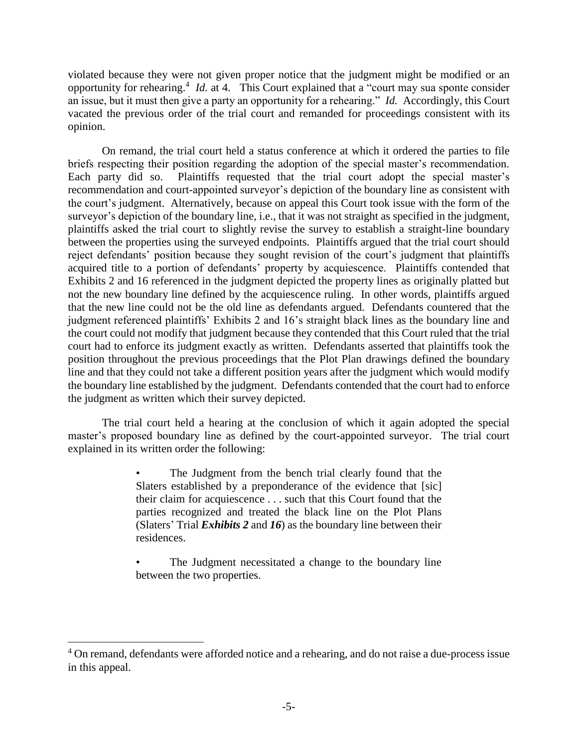violated because they were not given proper notice that the judgment might be modified or an opportunity for rehearing.[4] *Id.* at 4. This Court explained that a "court may sua sponte consider an issue, but it must then give a party an opportunity for a rehearing." *Id.* Accordingly, this Court vacated the previous order of the trial court and remanded for proceedings consistent with its opinion.

On remand, the trial court held a status conference at which it ordered the parties to file briefs respecting their position regarding the adoption of the special master's recommendation. Each party did so. Plaintiffs requested that the trial court adopt the special master's recommendation and court-appointed surveyor's depiction of the boundary line as consistent with the court's judgment. Alternatively, because on appeal this Court took issue with the form of the surveyor's depiction of the boundary line, i.e., that it was not straight as specified in the judgment, plaintiffs asked the trial court to slightly revise the survey to establish a straight-line boundary between the properties using the surveyed endpoints. Plaintiffs argued that the trial court should reject defendants' position because they sought revision of the court's judgment that plaintiffs acquired title to a portion of defendants' property by acquiescence. Plaintiffs contended that Exhibits 2 and 16 referenced in the judgment depicted the property lines as originally platted but not the new boundary line defined by the acquiescence ruling. In other words, plaintiffs argued that the new line could not be the old line as defendants argued. Defendants countered that the judgment referenced plaintiffs' Exhibits 2 and 16's straight black lines as the boundary line and the court could not modify that judgment because they contended that this Court ruled that the trial court had to enforce its judgment exactly as written. Defendants asserted that plaintiffs took the position throughout the previous proceedings that the Plot Plan drawings defined the boundary line and that they could not take a different position years after the judgment which would modify the boundary line established by the judgment. Defendants contended that the court had to enforce the judgment as written which their survey depicted.

The trial court held a hearing at the conclusion of which it again adopted the special master's proposed boundary line as defined by the court-appointed surveyor. The trial court explained in its written order the following:

> • The Judgment from the bench trial clearly found that the Slaters established by a preponderance of the evidence that [sic] their claim for acquiescence . . . such that this Court found that the parties recognized and treated the black line on the Plot Plans (Slaters' Trial ***Exhibits 2*** and ***16***) as the boundary line between their residences.
>
> • The Judgment necessitated a change to the boundary line between the two properties.

---

[4] On remand, defendants were afforded notice and a rehearing, and do not raise a due-process issue in this appeal.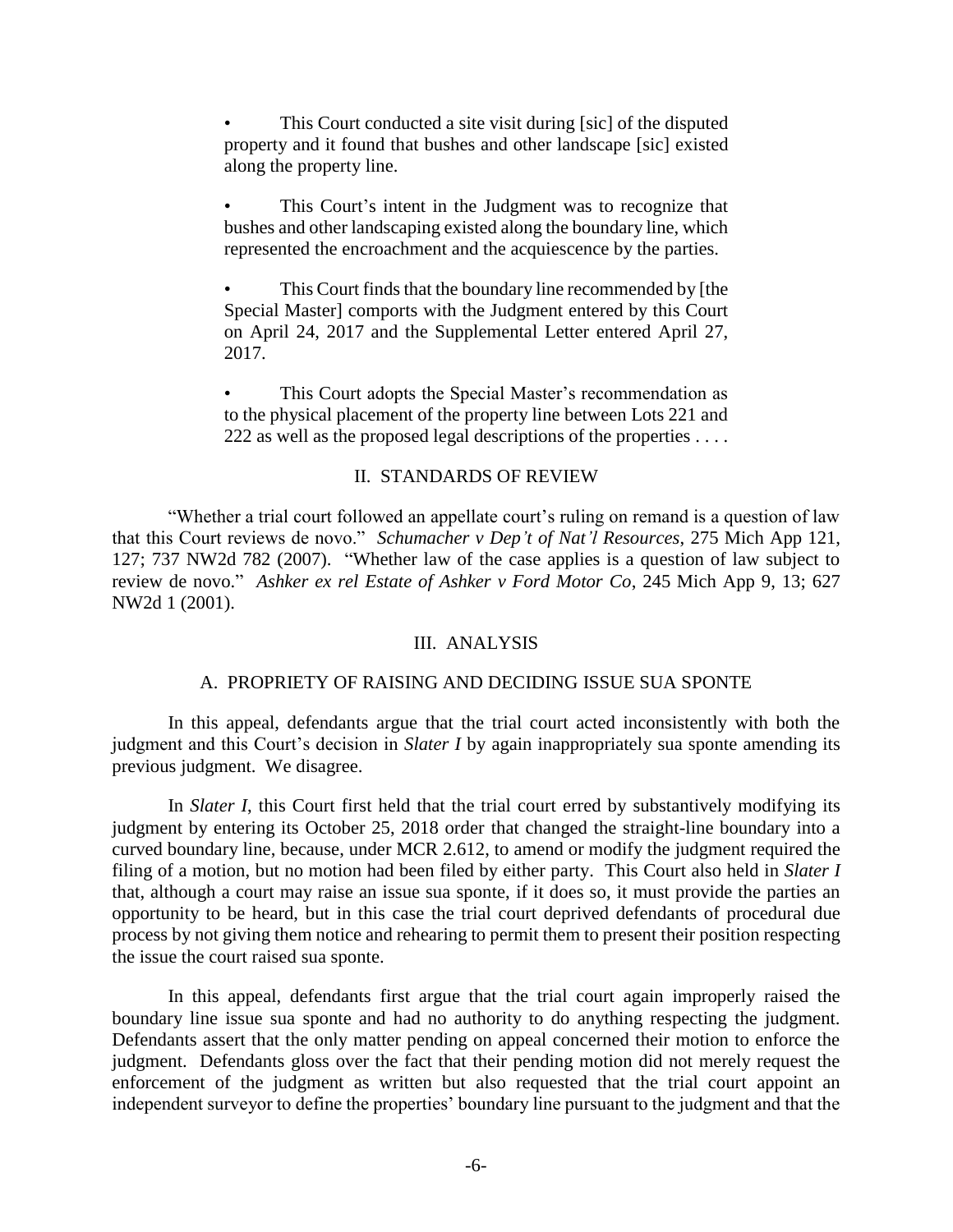- This Court conducted a site visit during [sic] of the disputed property and it found that bushes and other landscape [sic] existed along the property line.

- This Court's intent in the Judgment was to recognize that bushes and other landscaping existed along the boundary line, which represented the encroachment and the acquiescence by the parties.

- This Court finds that the boundary line recommended by [the Special Master] comports with the Judgment entered by this Court on April 24, 2017 and the Supplemental Letter entered April 27, 2017.

- This Court adopts the Special Master's recommendation as to the physical placement of the property line between Lots 221 and 222 as well as the proposed legal descriptions of the properties . . . .

## II. STANDARDS OF REVIEW

"Whether a trial court followed an appellate court's ruling on remand is a question of law that this Court reviews de novo." *Schumacher v Dep't of Nat'l Resources*, 275 Mich App 121, 127; 737 NW2d 782 (2007). "Whether law of the case applies is a question of law subject to review de novo." *Ashker ex rel Estate of Ashker v Ford Motor Co*, 245 Mich App 9, 13; 627 NW2d 1 (2001).

## III. ANALYSIS

### A. PROPRIETY OF RAISING AND DECIDING ISSUE SUA SPONTE

In this appeal, defendants argue that the trial court acted inconsistently with both the judgment and this Court's decision in *Slater I* by again inappropriately sua sponte amending its previous judgment. We disagree.

In *Slater I*, this Court first held that the trial court erred by substantively modifying its judgment by entering its October 25, 2018 order that changed the straight-line boundary into a curved boundary line, because, under MCR 2.612, to amend or modify the judgment required the filing of a motion, but no motion had been filed by either party. This Court also held in *Slater I* that, although a court may raise an issue sua sponte, if it does so, it must provide the parties an opportunity to be heard, but in this case the trial court deprived defendants of procedural due process by not giving them notice and rehearing to permit them to present their position respecting the issue the court raised sua sponte.

In this appeal, defendants first argue that the trial court again improperly raised the boundary line issue sua sponte and had no authority to do anything respecting the judgment. Defendants assert that the only matter pending on appeal concerned their motion to enforce the judgment. Defendants gloss over the fact that their pending motion did not merely request the enforcement of the judgment as written but also requested that the trial court appoint an independent surveyor to define the properties' boundary line pursuant to the judgment and that the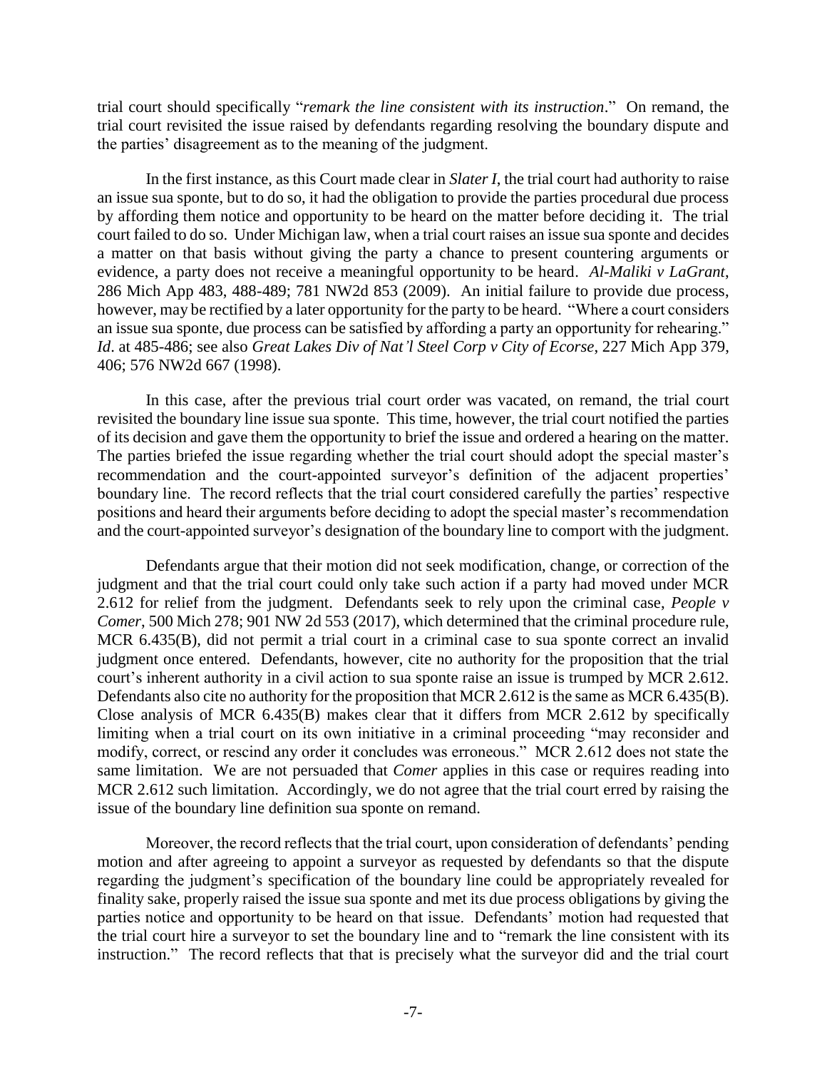trial court should specifically "*remark the line consistent with its instruction*." On remand, the trial court revisited the issue raised by defendants regarding resolving the boundary dispute and the parties' disagreement as to the meaning of the judgment.

In the first instance, as this Court made clear in *Slater I*, the trial court had authority to raise an issue sua sponte, but to do so, it had the obligation to provide the parties procedural due process by affording them notice and opportunity to be heard on the matter before deciding it. The trial court failed to do so. Under Michigan law, when a trial court raises an issue sua sponte and decides a matter on that basis without giving the party a chance to present countering arguments or evidence, a party does not receive a meaningful opportunity to be heard. *Al-Maliki v LaGrant*, 286 Mich App 483, 488-489; 781 NW2d 853 (2009). An initial failure to provide due process, however, may be rectified by a later opportunity for the party to be heard. "Where a court considers an issue sua sponte, due process can be satisfied by affording a party an opportunity for rehearing." *Id*. at 485-486; see also *Great Lakes Div of Nat'l Steel Corp v City of Ecorse*, 227 Mich App 379, 406; 576 NW2d 667 (1998).

In this case, after the previous trial court order was vacated, on remand, the trial court revisited the boundary line issue sua sponte. This time, however, the trial court notified the parties of its decision and gave them the opportunity to brief the issue and ordered a hearing on the matter. The parties briefed the issue regarding whether the trial court should adopt the special master's recommendation and the court-appointed surveyor's definition of the adjacent properties' boundary line. The record reflects that the trial court considered carefully the parties' respective positions and heard their arguments before deciding to adopt the special master's recommendation and the court-appointed surveyor's designation of the boundary line to comport with the judgment.

Defendants argue that their motion did not seek modification, change, or correction of the judgment and that the trial court could only take such action if a party had moved under MCR 2.612 for relief from the judgment. Defendants seek to rely upon the criminal case, *People v Comer*, 500 Mich 278; 901 NW 2d 553 (2017), which determined that the criminal procedure rule, MCR 6.435(B), did not permit a trial court in a criminal case to sua sponte correct an invalid judgment once entered. Defendants, however, cite no authority for the proposition that the trial court's inherent authority in a civil action to sua sponte raise an issue is trumped by MCR 2.612. Defendants also cite no authority for the proposition that MCR 2.612 is the same as MCR 6.435(B). Close analysis of MCR 6.435(B) makes clear that it differs from MCR 2.612 by specifically limiting when a trial court on its own initiative in a criminal proceeding "may reconsider and modify, correct, or rescind any order it concludes was erroneous." MCR 2.612 does not state the same limitation. We are not persuaded that *Comer* applies in this case or requires reading into MCR 2.612 such limitation. Accordingly, we do not agree that the trial court erred by raising the issue of the boundary line definition sua sponte on remand.

Moreover, the record reflects that the trial court, upon consideration of defendants' pending motion and after agreeing to appoint a surveyor as requested by defendants so that the dispute regarding the judgment's specification of the boundary line could be appropriately revealed for finality sake, properly raised the issue sua sponte and met its due process obligations by giving the parties notice and opportunity to be heard on that issue. Defendants' motion had requested that the trial court hire a surveyor to set the boundary line and to "remark the line consistent with its instruction." The record reflects that that is precisely what the surveyor did and the trial court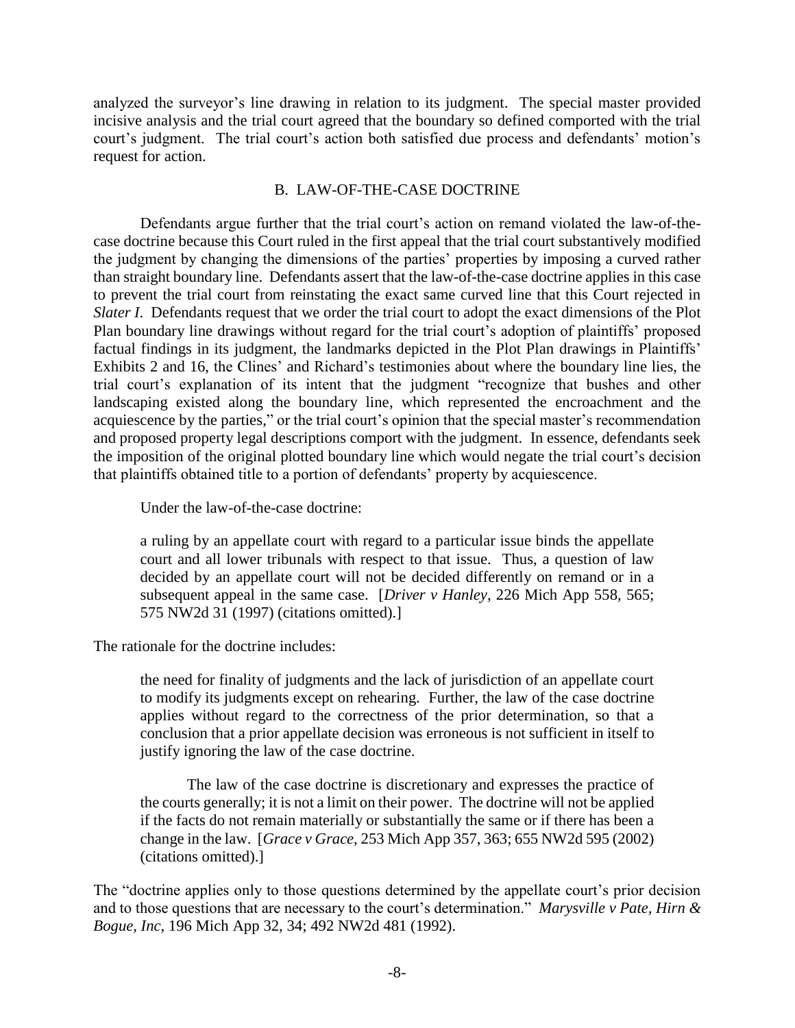analyzed the surveyor's line drawing in relation to its judgment. The special master provided incisive analysis and the trial court agreed that the boundary so defined comported with the trial court's judgment. The trial court's action both satisfied due process and defendants' motion's request for action.

## B. LAW-OF-THE-CASE DOCTRINE

Defendants argue further that the trial court's action on remand violated the law-of-the-case doctrine because this Court ruled in the first appeal that the trial court substantively modified the judgment by changing the dimensions of the parties' properties by imposing a curved rather than straight boundary line. Defendants assert that the law-of-the-case doctrine applies in this case to prevent the trial court from reinstating the exact same curved line that this Court rejected in *Slater I*. Defendants request that we order the trial court to adopt the exact dimensions of the Plot Plan boundary line drawings without regard for the trial court's adoption of plaintiffs' proposed factual findings in its judgment, the landmarks depicted in the Plot Plan drawings in Plaintiffs' Exhibits 2 and 16, the Clines' and Richard's testimonies about where the boundary line lies, the trial court's explanation of its intent that the judgment "recognize that bushes and other landscaping existed along the boundary line, which represented the encroachment and the acquiescence by the parties," or the trial court's opinion that the special master's recommendation and proposed property legal descriptions comport with the judgment. In essence, defendants seek the imposition of the original plotted boundary line which would negate the trial court's decision that plaintiffs obtained title to a portion of defendants' property by acquiescence.

Under the law-of-the-case doctrine:

> a ruling by an appellate court with regard to a particular issue binds the appellate court and all lower tribunals with respect to that issue. Thus, a question of law decided by an appellate court will not be decided differently on remand or in a subsequent appeal in the same case. [*Driver v Hanley*, 226 Mich App 558, 565; 575 NW2d 31 (1997) (citations omitted).]

The rationale for the doctrine includes:

> the need for finality of judgments and the lack of jurisdiction of an appellate court to modify its judgments except on rehearing. Further, the law of the case doctrine applies without regard to the correctness of the prior determination, so that a conclusion that a prior appellate decision was erroneous is not sufficient in itself to justify ignoring the law of the case doctrine.
>
> The law of the case doctrine is discretionary and expresses the practice of the courts generally; it is not a limit on their power. The doctrine will not be applied if the facts do not remain materially or substantially the same or if there has been a change in the law. [*Grace v Grace*, 253 Mich App 357, 363; 655 NW2d 595 (2002) (citations omitted).]

The "doctrine applies only to those questions determined by the appellate court's prior decision and to those questions that are necessary to the court's determination." *Marysville v Pate, Hirn & Bogue, Inc*, 196 Mich App 32, 34; 492 NW2d 481 (1992).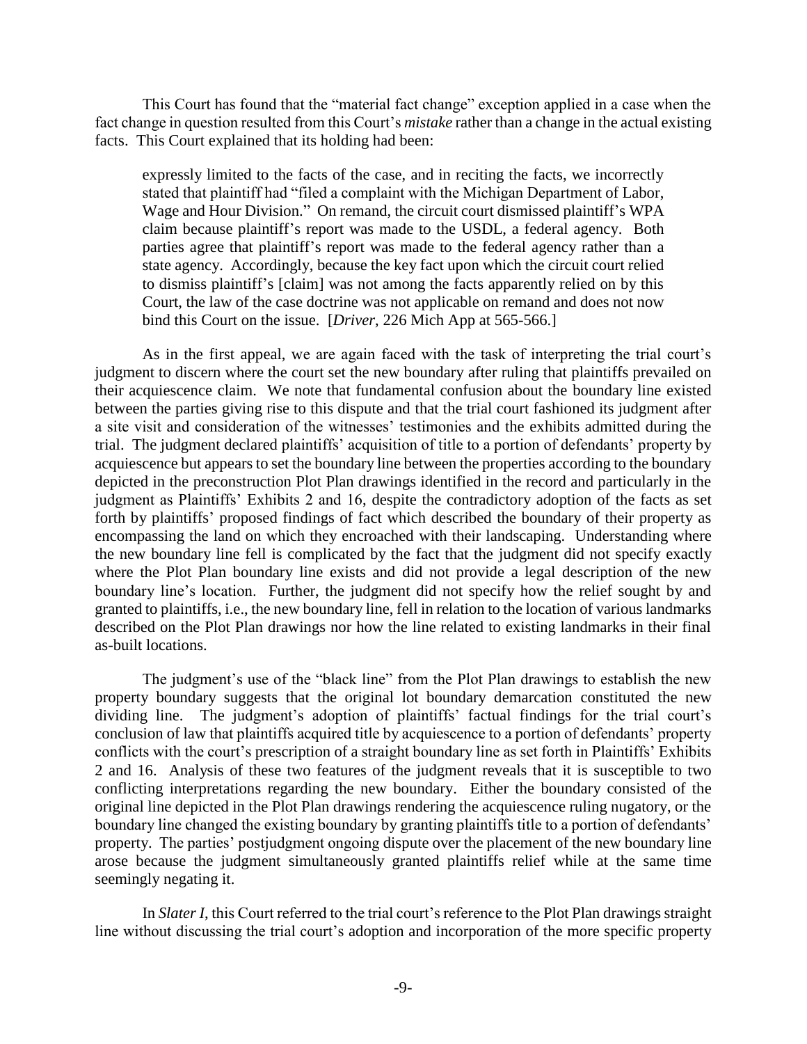This Court has found that the "material fact change" exception applied in a case when the fact change in question resulted from this Court's *mistake* rather than a change in the actual existing facts. This Court explained that its holding had been:

> expressly limited to the facts of the case, and in reciting the facts, we incorrectly stated that plaintiff had "filed a complaint with the Michigan Department of Labor, Wage and Hour Division." On remand, the circuit court dismissed plaintiff's WPA claim because plaintiff's report was made to the USDL, a federal agency. Both parties agree that plaintiff's report was made to the federal agency rather than a state agency. Accordingly, because the key fact upon which the circuit court relied to dismiss plaintiff's [claim] was not among the facts apparently relied on by this Court, the law of the case doctrine was not applicable on remand and does not now bind this Court on the issue. [*Driver*, 226 Mich App at 565-566.]

As in the first appeal, we are again faced with the task of interpreting the trial court's judgment to discern where the court set the new boundary after ruling that plaintiffs prevailed on their acquiescence claim. We note that fundamental confusion about the boundary line existed between the parties giving rise to this dispute and that the trial court fashioned its judgment after a site visit and consideration of the witnesses' testimonies and the exhibits admitted during the trial. The judgment declared plaintiffs' acquisition of title to a portion of defendants' property by acquiescence but appears to set the boundary line between the properties according to the boundary depicted in the preconstruction Plot Plan drawings identified in the record and particularly in the judgment as Plaintiffs' Exhibits 2 and 16, despite the contradictory adoption of the facts as set forth by plaintiffs' proposed findings of fact which described the boundary of their property as encompassing the land on which they encroached with their landscaping. Understanding where the new boundary line fell is complicated by the fact that the judgment did not specify exactly where the Plot Plan boundary line exists and did not provide a legal description of the new boundary line's location. Further, the judgment did not specify how the relief sought by and granted to plaintiffs, i.e., the new boundary line, fell in relation to the location of various landmarks described on the Plot Plan drawings nor how the line related to existing landmarks in their final as-built locations.

The judgment's use of the "black line" from the Plot Plan drawings to establish the new property boundary suggests that the original lot boundary demarcation constituted the new dividing line. The judgment's adoption of plaintiffs' factual findings for the trial court's conclusion of law that plaintiffs acquired title by acquiescence to a portion of defendants' property conflicts with the court's prescription of a straight boundary line as set forth in Plaintiffs' Exhibits 2 and 16. Analysis of these two features of the judgment reveals that it is susceptible to two conflicting interpretations regarding the new boundary. Either the boundary consisted of the original line depicted in the Plot Plan drawings rendering the acquiescence ruling nugatory, or the boundary line changed the existing boundary by granting plaintiffs title to a portion of defendants' property. The parties' postjudgment ongoing dispute over the placement of the new boundary line arose because the judgment simultaneously granted plaintiffs relief while at the same time seemingly negating it.

In *Slater I*, this Court referred to the trial court's reference to the Plot Plan drawings straight line without discussing the trial court's adoption and incorporation of the more specific property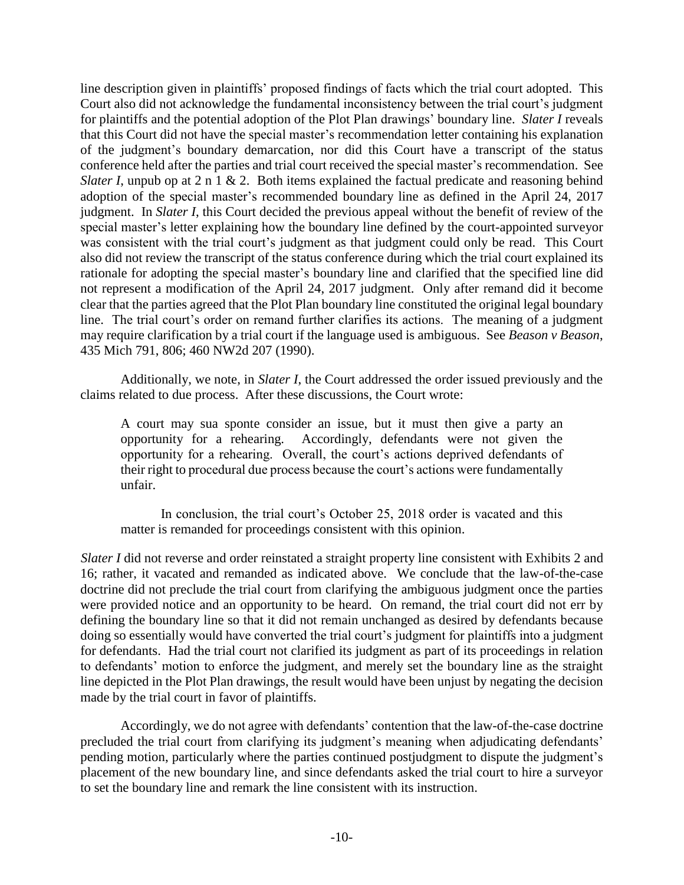line description given in plaintiffs' proposed findings of facts which the trial court adopted. This Court also did not acknowledge the fundamental inconsistency between the trial court's judgment for plaintiffs and the potential adoption of the Plot Plan drawings' boundary line. *Slater I* reveals that this Court did not have the special master's recommendation letter containing his explanation of the judgment's boundary demarcation, nor did this Court have a transcript of the status conference held after the parties and trial court received the special master's recommendation. See *Slater I*, unpub op at 2 n 1 & 2. Both items explained the factual predicate and reasoning behind adoption of the special master's recommended boundary line as defined in the April 24, 2017 judgment. In *Slater I*, this Court decided the previous appeal without the benefit of review of the special master's letter explaining how the boundary line defined by the court-appointed surveyor was consistent with the trial court's judgment as that judgment could only be read. This Court also did not review the transcript of the status conference during which the trial court explained its rationale for adopting the special master's boundary line and clarified that the specified line did not represent a modification of the April 24, 2017 judgment. Only after remand did it become clear that the parties agreed that the Plot Plan boundary line constituted the original legal boundary line. The trial court's order on remand further clarifies its actions. The meaning of a judgment may require clarification by a trial court if the language used is ambiguous. See *Beason v Beason*, 435 Mich 791, 806; 460 NW2d 207 (1990).

Additionally, we note, in *Slater I*, the Court addressed the order issued previously and the claims related to due process. After these discussions, the Court wrote:

> A court may sua sponte consider an issue, but it must then give a party an opportunity for a rehearing. Accordingly, defendants were not given the opportunity for a rehearing. Overall, the court's actions deprived defendants of their right to procedural due process because the court's actions were fundamentally unfair.
>
> In conclusion, the trial court's October 25, 2018 order is vacated and this matter is remanded for proceedings consistent with this opinion.

*Slater I* did not reverse and order reinstated a straight property line consistent with Exhibits 2 and 16; rather, it vacated and remanded as indicated above. We conclude that the law-of-the-case doctrine did not preclude the trial court from clarifying the ambiguous judgment once the parties were provided notice and an opportunity to be heard. On remand, the trial court did not err by defining the boundary line so that it did not remain unchanged as desired by defendants because doing so essentially would have converted the trial court's judgment for plaintiffs into a judgment for defendants. Had the trial court not clarified its judgment as part of its proceedings in relation to defendants' motion to enforce the judgment, and merely set the boundary line as the straight line depicted in the Plot Plan drawings, the result would have been unjust by negating the decision made by the trial court in favor of plaintiffs.

Accordingly, we do not agree with defendants' contention that the law-of-the-case doctrine precluded the trial court from clarifying its judgment's meaning when adjudicating defendants' pending motion, particularly where the parties continued postjudgment to dispute the judgment's placement of the new boundary line, and since defendants asked the trial court to hire a surveyor to set the boundary line and remark the line consistent with its instruction.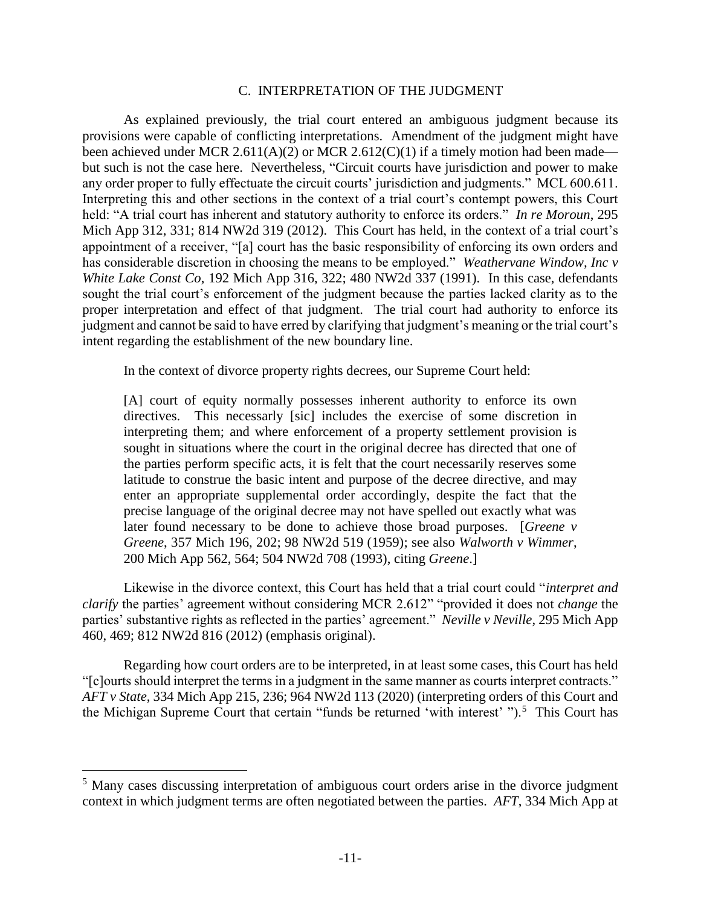### C. INTERPRETATION OF THE JUDGMENT

As explained previously, the trial court entered an ambiguous judgment because its provisions were capable of conflicting interpretations. Amendment of the judgment might have been achieved under MCR 2.611(A)(2) or MCR 2.612(C)(1) if a timely motion had been made—but such is not the case here. Nevertheless, "Circuit courts have jurisdiction and power to make any order proper to fully effectuate the circuit courts' jurisdiction and judgments." MCL 600.611. Interpreting this and other sections in the context of a trial court's contempt powers, this Court held: "A trial court has inherent and statutory authority to enforce its orders." *In re Moroun*, 295 Mich App 312, 331; 814 NW2d 319 (2012). This Court has held, in the context of a trial court's appointment of a receiver, "[a] court has the basic responsibility of enforcing its own orders and has considerable discretion in choosing the means to be employed." *Weathervane Window, Inc v White Lake Const Co*, 192 Mich App 316, 322; 480 NW2d 337 (1991). In this case, defendants sought the trial court's enforcement of the judgment because the parties lacked clarity as to the proper interpretation and effect of that judgment. The trial court had authority to enforce its judgment and cannot be said to have erred by clarifying that judgment's meaning or the trial court's intent regarding the establishment of the new boundary line.

In the context of divorce property rights decrees, our Supreme Court held:

> [A] court of equity normally possesses inherent authority to enforce its own directives. This necessary [sic] includes the exercise of some discretion in interpreting them; and where enforcement of a property settlement provision is sought in situations where the court in the original decree has directed that one of the parties perform specific acts, it is felt that the court necessarily reserves some latitude to construe the basic intent and purpose of the decree directive, and may enter an appropriate supplemental order accordingly, despite the fact that the precise language of the original decree may not have spelled out exactly what was later found necessary to be done to achieve those broad purposes. [*Greene v Greene*, 357 Mich 196, 202; 98 NW2d 519 (1959); see also *Walworth v Wimmer*, 200 Mich App 562, 564; 504 NW2d 708 (1993), citing *Greene*.]

Likewise in the divorce context, this Court has held that a trial court could "*interpret and clarify* the parties' agreement without considering MCR 2.612" "provided it does not *change* the parties' substantive rights as reflected in the parties' agreement." *Neville v Neville*, 295 Mich App 460, 469; 812 NW2d 816 (2012) (emphasis original).

Regarding how court orders are to be interpreted, in at least some cases, this Court has held "[c]ourts should interpret the terms in a judgment in the same manner as courts interpret contracts." *AFT v State*, 334 Mich App 215, 236; 964 NW2d 113 (2020) (interpreting orders of this Court and the Michigan Supreme Court that certain "funds be returned 'with interest' ").[5] This Court has

---

[5] Many cases discussing interpretation of ambiguous court orders arise in the divorce judgment context in which judgment terms are often negotiated between the parties. *AFT*, 334 Mich App at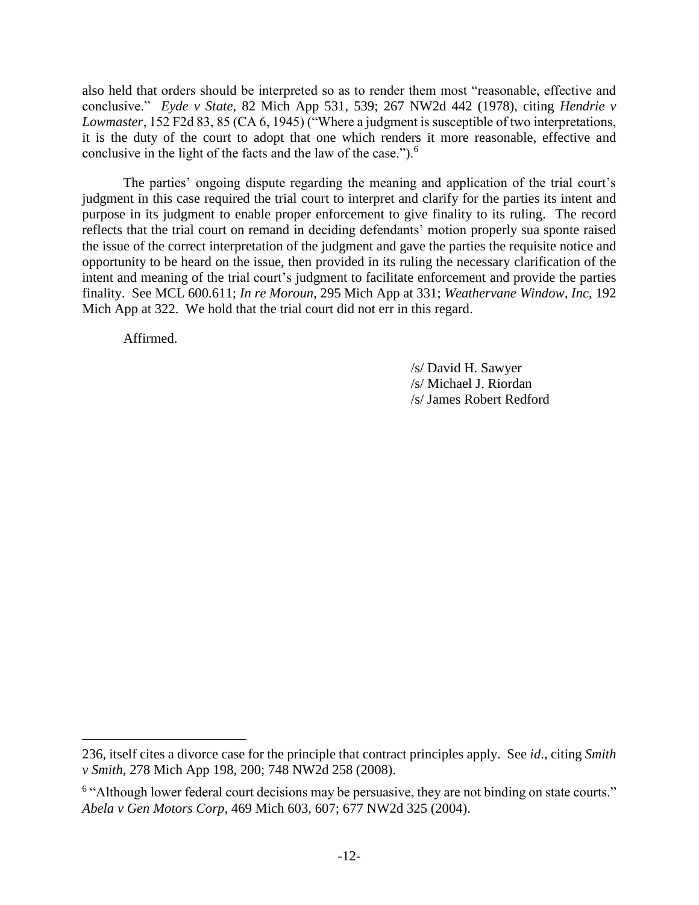also held that orders should be interpreted so as to render them most "reasonable, effective and conclusive." *Eyde v State*, 82 Mich App 531, 539; 267 NW2d 442 (1978), citing *Hendrie v Lowmaster*, 152 F2d 83, 85 (CA 6, 1945) ("Where a judgment is susceptible of two interpretations, it is the duty of the court to adopt that one which renders it more reasonable, effective and conclusive in the light of the facts and the law of the case.").[6]

The parties' ongoing dispute regarding the meaning and application of the trial court's judgment in this case required the trial court to interpret and clarify for the parties its intent and purpose in its judgment to enable proper enforcement to give finality to its ruling. The record reflects that the trial court on remand in deciding defendants' motion properly sua sponte raised the issue of the correct interpretation of the judgment and gave the parties the requisite notice and opportunity to be heard on the issue, then provided in its ruling the necessary clarification of the intent and meaning of the trial court's judgment to facilitate enforcement and provide the parties finality. See MCL 600.611; *In re Moroun*, 295 Mich App at 331; *Weathervane Window, Inc*, 192 Mich App at 322. We hold that the trial court did not err in this regard.

Affirmed.

/s/ David H. Sawyer
/s/ Michael J. Riordan
/s/ James Robert Redford

---

236, itself cites a divorce case for the principle that contract principles apply. See *id.*, citing *Smith v Smith*, 278 Mich App 198, 200; 748 NW2d 258 (2008).

[6] "Although lower federal court decisions may be persuasive, they are not binding on state courts." *Abela v Gen Motors Corp*, 469 Mich 603, 607; 677 NW2d 325 (2004).